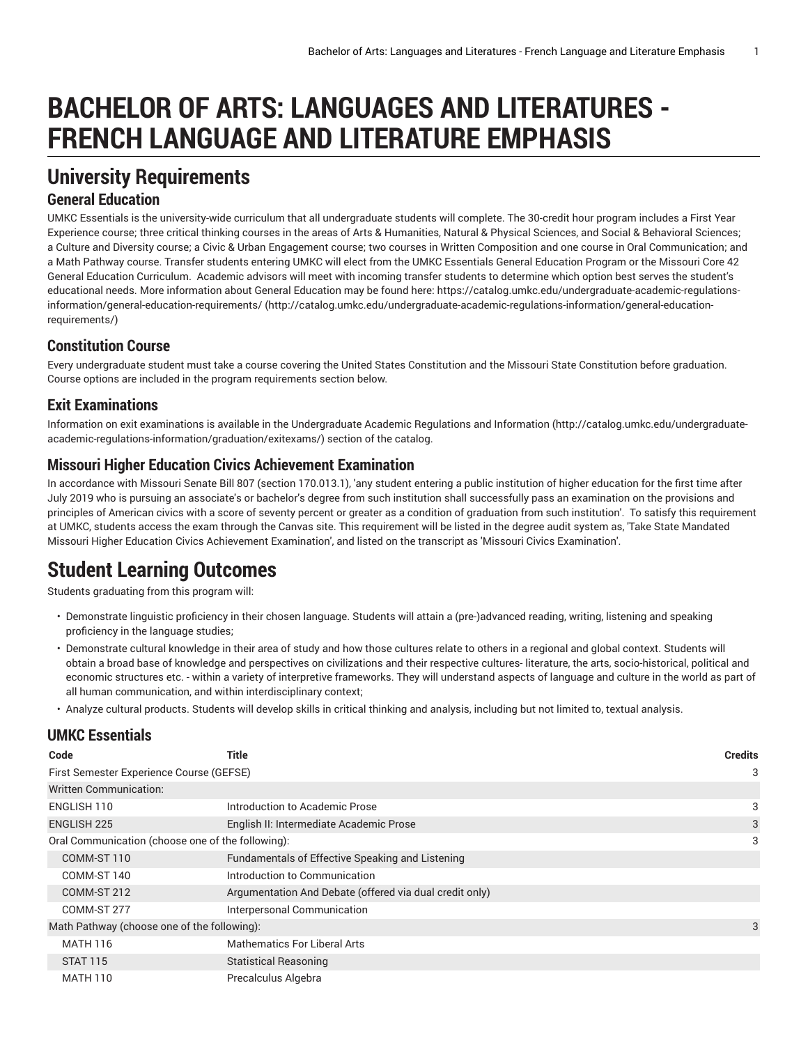# BACHELOR OF ARTS: LANGUAGES AND LITERATURES - FRENCH LANGUAGE AND LITERATURE EMPHASIS

## University Requirements

### General Education

UMKC Essentials is the university-wide curriculum that all undergraduate students will complete. The 30-credit hour program includes a First Year Experience course; three critical thinking courses in the areas of Arts & Humanities, Natural & Physical Sciences, and Social & Behavioral Sciences; a Culture and Diversity course; a Civic & Urban Engagement course; two courses in Written Composition and one course in Oral Communication; and a Math Pathway course. Transfer students entering UMKC will elect from the UMKC Essentials General Education Program or the Missouri Core 42 General Education Curriculum. Academic advisors will meet with incoming transfer students to determine which option best serves the student's educational needs. More information about General Education may be found here: https://catalog.umkc.edu/undergraduate-academic-regulations-information/general-education-requirements/ (http://catalog.umkc.edu/undergraduate-academic-regulations-information/general-education-requirements/)

### Constitution Course

Every undergraduate student must take a course covering the United States Constitution and the Missouri State Constitution before graduation. Course options are included in the program requirements section below.

### Exit Examinations

Information on exit examinations is available in the Undergraduate Academic Regulations and Information (http://catalog.umkc.edu/undergraduate-academic-regulations-information/graduation/exitexams/) section of the catalog.

### Missouri Higher Education Civics Achievement Examination

In accordance with Missouri Senate Bill 807 (section 170.013.1), 'any student entering a public institution of higher education for the first time after July 2019 who is pursuing an associate's or bachelor's degree from such institution shall successfully pass an examination on the provisions and principles of American civics with a score of seventy percent or greater as a condition of graduation from such institution'. To satisfy this requirement at UMKC, students access the exam through the Canvas site. This requirement will be listed in the degree audit system as, 'Take State Mandated Missouri Higher Education Civics Achievement Examination', and listed on the transcript as 'Missouri Civics Examination'.

## Student Learning Outcomes

Students graduating from this program will:

- Demonstrate linguistic proficiency in their chosen language. Students will attain a (pre-)advanced reading, writing, listening and speaking proficiency in the language studies;
- Demonstrate cultural knowledge in their area of study and how those cultures relate to others in a regional and global context. Students will obtain a broad base of knowledge and perspectives on civilizations and their respective cultures- literature, the arts, socio-historical, political and economic structures etc. - within a variety of interpretive frameworks. They will understand aspects of language and culture in the world as part of all human communication, and within interdisciplinary context;
- Analyze cultural products. Students will develop skills in critical thinking and analysis, including but not limited to, textual analysis.

### UMKC Essentials

| Code | Title | Credits |
| --- | --- | --- |
| First Semester Experience Course (GEFSE) | | 3 |
| Written Communication: | | |
| ENGLISH 110 | Introduction to Academic Prose | 3 |
| ENGLISH 225 | English II: Intermediate Academic Prose | 3 |
| Oral Communication (choose one of the following): | | 3 |
| COMM-ST 110 | Fundamentals of Effective Speaking and Listening | |
| COMM-ST 140 | Introduction to Communication | |
| COMM-ST 212 | Argumentation And Debate (offered via dual credit only) | |
| COMM-ST 277 | Interpersonal Communication | |
| Math Pathway (choose one of the following): | | 3 |
| MATH 116 | Mathematics For Liberal Arts | |
| STAT 115 | Statistical Reasoning | |
| MATH 110 | Precalculus Algebra | |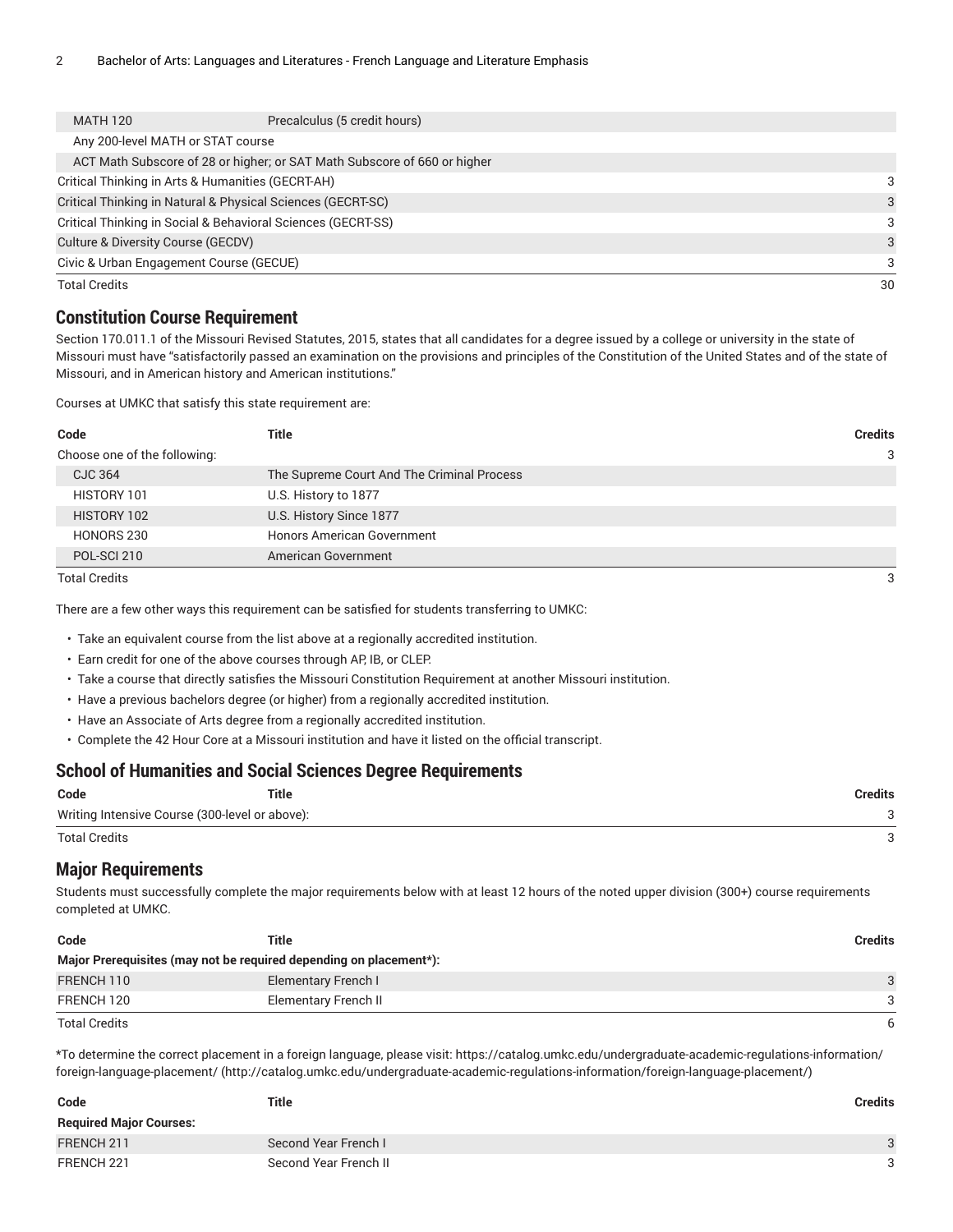| | | |
|---|---|---|
| MATH 120 | Precalculus (5 credit hours) | |
| Any 200-level MATH or STAT course | | |
| ACT Math Subscore of 28 or higher; or SAT Math Subscore of 660 or higher | | |
| Critical Thinking in Arts & Humanities (GECRT-AH) | | 3 |
| Critical Thinking in Natural & Physical Sciences (GECRT-SC) | | 3 |
| Critical Thinking in Social & Behavioral Sciences (GECRT-SS) | | 3 |
| Culture & Diversity Course (GECDV) | | 3 |
| Civic & Urban Engagement Course (GECUE) | | 3 |
| Total Credits | | 30 |

## Constitution Course Requirement

Section 170.011.1 of the Missouri Revised Statutes, 2015, states that all candidates for a degree issued by a college or university in the state of Missouri must have "satisfactorily passed an examination on the provisions and principles of the Constitution of the United States and of the state of Missouri, and in American history and American institutions."

Courses at UMKC that satisfy this state requirement are:

| Code | Title | Credits |
|---|---|---|
| Choose one of the following: | | 3 |
| CJC 364 | The Supreme Court And The Criminal Process | |
| HISTORY 101 | U.S. History to 1877 | |
| HISTORY 102 | U.S. History Since 1877 | |
| HONORS 230 | Honors American Government | |
| POL-SCI 210 | American Government | |
| Total Credits | | 3 |

There are a few other ways this requirement can be satisfied for students transferring to UMKC:

- Take an equivalent course from the list above at a regionally accredited institution.
- Earn credit for one of the above courses through AP, IB, or CLEP.
- Take a course that directly satisfies the Missouri Constitution Requirement at another Missouri institution.
- Have a previous bachelors degree (or higher) from a regionally accredited institution.
- Have an Associate of Arts degree from a regionally accredited institution.
- Complete the 42 Hour Core at a Missouri institution and have it listed on the official transcript.

## School of Humanities and Social Sciences Degree Requirements

| Code | Title | Credits |
|---|---|---|
| Writing Intensive Course (300-level or above): | | 3 |
| Total Credits | | 3 |

## Major Requirements

Students must successfully complete the major requirements below with at least 12 hours of the noted upper division (300+) course requirements completed at UMKC.

| Code | Title | Credits |
|---|---|---|
| **Major Prerequisites (may not be required depending on placement*):** | | |
| FRENCH 110 | Elementary French I | 3 |
| FRENCH 120 | Elementary French II | 3 |
| Total Credits | | 6 |

*To determine the correct placement in a foreign language, please visit: https://catalog.umkc.edu/undergraduate-academic-regulations-information/foreign-language-placement/ (http://catalog.umkc.edu/undergraduate-academic-regulations-information/foreign-language-placement/)

| Code | Title | Credits |
|---|---|---|
| **Required Major Courses:** | | |
| FRENCH 211 | Second Year French I | 3 |
| FRENCH 221 | Second Year French II | 3 |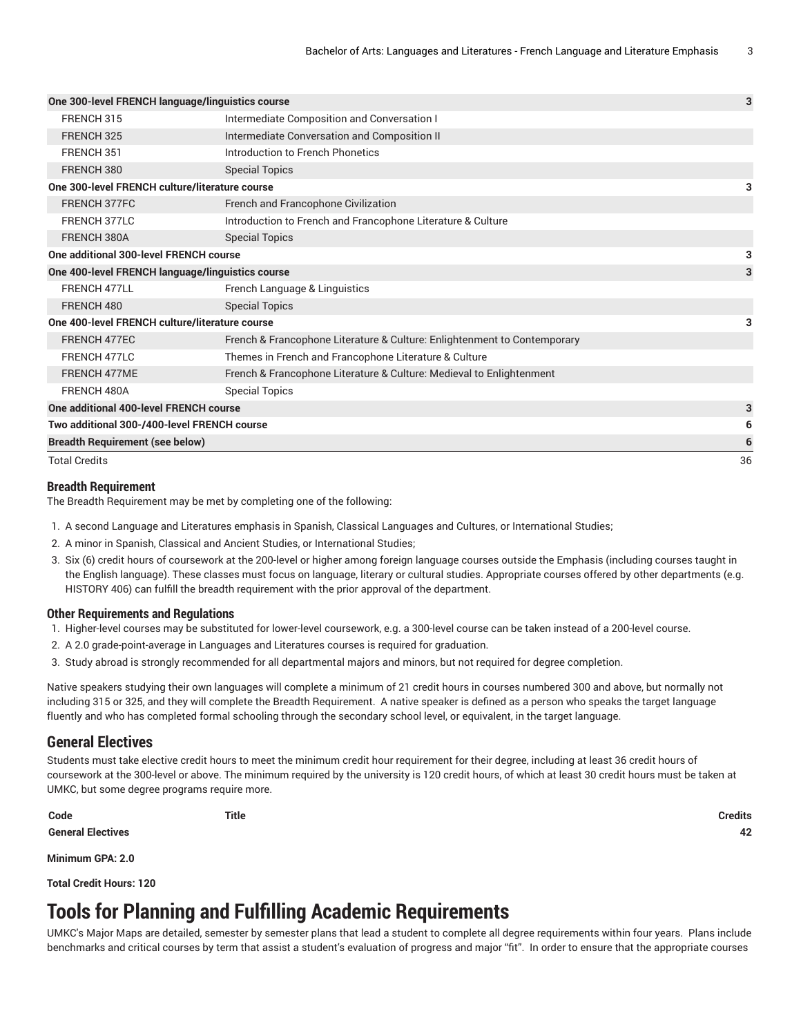| | | |
|---|---|---|
| **One 300-level FRENCH language/linguistics course** | | **3** |
| FRENCH 315 | Intermediate Composition and Conversation I | |
| FRENCH 325 | Intermediate Conversation and Composition II | |
| FRENCH 351 | Introduction to French Phonetics | |
| FRENCH 380 | Special Topics | |
| **One 300-level FRENCH culture/literature course** | | **3** |
| FRENCH 377FC | French and Francophone Civilization | |
| FRENCH 377LC | Introduction to French and Francophone Literature & Culture | |
| FRENCH 380A | Special Topics | |
| **One additional 300-level FRENCH course** | | **3** |
| **One 400-level FRENCH language/linguistics course** | | **3** |
| FRENCH 477LL | French Language & Linguistics | |
| FRENCH 480 | Special Topics | |
| **One 400-level FRENCH culture/literature course** | | **3** |
| FRENCH 477EC | French & Francophone Literature & Culture: Enlightenment to Contemporary | |
| FRENCH 477LC | Themes in French and Francophone Literature & Culture | |
| FRENCH 477ME | French & Francophone Literature & Culture: Medieval to Enlightenment | |
| FRENCH 480A | Special Topics | |
| **One additional 400-level FRENCH course** | | **3** |
| **Two additional 300-/400-level FRENCH course** | | **6** |
| **Breadth Requirement (see below)** | | **6** |
| Total Credits | | 36 |

### Breadth Requirement

The Breadth Requirement may be met by completing one of the following:

1. A second Language and Literatures emphasis in Spanish, Classical Languages and Cultures, or International Studies;
2. A minor in Spanish, Classical and Ancient Studies, or International Studies;
3. Six (6) credit hours of coursework at the 200-level or higher among foreign language courses outside the Emphasis (including courses taught in the English language). These classes must focus on language, literary or cultural studies. Appropriate courses offered by other departments (e.g. HISTORY 406) can fulfill the breadth requirement with the prior approval of the department.

### Other Requirements and Regulations

1. Higher-level courses may be substituted for lower-level coursework, e.g. a 300-level course can be taken instead of a 200-level course.
2. A 2.0 grade-point-average in Languages and Literatures courses is required for graduation.
3. Study abroad is strongly recommended for all departmental majors and minors, but not required for degree completion.

Native speakers studying their own languages will complete a minimum of 21 credit hours in courses numbered 300 and above, but normally not including 315 or 325, and they will complete the Breadth Requirement. A native speaker is defined as a person who speaks the target language fluently and who has completed formal schooling through the secondary school level, or equivalent, in the target language.

## General Electives

Students must take elective credit hours to meet the minimum credit hour requirement for their degree, including at least 36 credit hours of coursework at the 300-level or above. The minimum required by the university is 120 credit hours, of which at least 30 credit hours must be taken at UMKC, but some degree programs require more.

| Code | Title | Credits |
|---|---|---|
| **General Electives** | | **42** |

**Minimum GPA: 2.0**

**Total Credit Hours: 120**

# Tools for Planning and Fulfilling Academic Requirements

UMKC's Major Maps are detailed, semester by semester plans that lead a student to complete all degree requirements within four years. Plans include benchmarks and critical courses by term that assist a student's evaluation of progress and major "fit". In order to ensure that the appropriate courses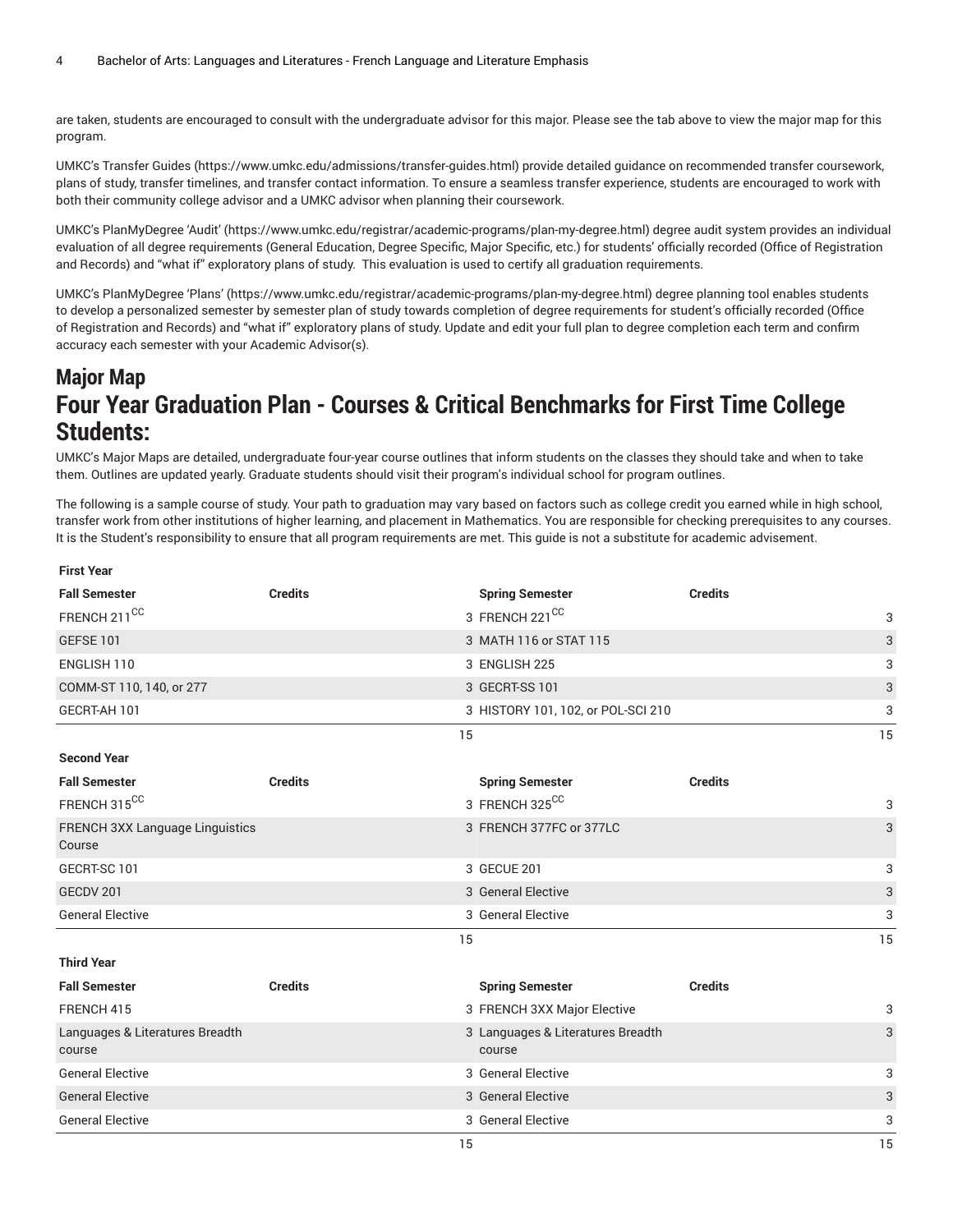are taken, students are encouraged to consult with the undergraduate advisor for this major. Please see the tab above to view the major map for this program.

UMKC's Transfer Guides (https://www.umkc.edu/admissions/transfer-guides.html) provide detailed guidance on recommended transfer coursework, plans of study, transfer timelines, and transfer contact information. To ensure a seamless transfer experience, students are encouraged to work with both their community college advisor and a UMKC advisor when planning their coursework.

UMKC's PlanMyDegree 'Audit' (https://www.umkc.edu/registrar/academic-programs/plan-my-degree.html) degree audit system provides an individual evaluation of all degree requirements (General Education, Degree Specific, Major Specific, etc.) for students' officially recorded (Office of Registration and Records) and "what if" exploratory plans of study. This evaluation is used to certify all graduation requirements.

UMKC's PlanMyDegree 'Plans' (https://www.umkc.edu/registrar/academic-programs/plan-my-degree.html) degree planning tool enables students to develop a personalized semester by semester plan of study towards completion of degree requirements for student's officially recorded (Office of Registration and Records) and "what if" exploratory plans of study. Update and edit your full plan to degree completion each term and confirm accuracy each semester with your Academic Advisor(s).

## Major Map

## Four Year Graduation Plan - Courses & Critical Benchmarks for First Time College Students:

UMKC's Major Maps are detailed, undergraduate four-year course outlines that inform students on the classes they should take and when to take them. Outlines are updated yearly. Graduate students should visit their program's individual school for program outlines.

The following is a sample course of study. Your path to graduation may vary based on factors such as college credit you earned while in high school, transfer work from other institutions of higher learning, and placement in Mathematics. You are responsible for checking prerequisites to any courses. It is the Student's responsibility to ensure that all program requirements are met. This guide is not a substitute for academic advisement.

| First Year | | | |
|---|---|---|---|
| **Fall Semester** | **Credits** | **Spring Semester** | **Credits** |
| FRENCH 211[CC] | 3 | FRENCH 221[CC] | 3 |
| GEFSE 101 | 3 | MATH 116 or STAT 115 | 3 |
| ENGLISH 110 | 3 | ENGLISH 225 | 3 |
| COMM-ST 110, 140, or 277 | 3 | GECRT-SS 101 | 3 |
| GECRT-AH 101 | 3 | HISTORY 101, 102, or POL-SCI 210 | 3 |
| | 15 | | 15 |
| **Second Year** | | | |
| **Fall Semester** | **Credits** | **Spring Semester** | **Credits** |
| FRENCH 315[CC] | 3 | FRENCH 325[CC] | 3 |
| FRENCH 3XX Language Linguistics Course | 3 | FRENCH 377FC or 377LC | 3 |
| GECRT-SC 101 | 3 | GECUE 201 | 3 |
| GECDV 201 | 3 | General Elective | 3 |
| General Elective | 3 | General Elective | 3 |
| | 15 | | 15 |
| **Third Year** | | | |
| **Fall Semester** | **Credits** | **Spring Semester** | **Credits** |
| FRENCH 415 | 3 | FRENCH 3XX Major Elective | 3 |
| Languages & Literatures Breadth course | 3 | Languages & Literatures Breadth course | 3 |
| General Elective | 3 | General Elective | 3 |
| General Elective | 3 | General Elective | 3 |
| General Elective | 3 | General Elective | 3 |
| | 15 | | 15 |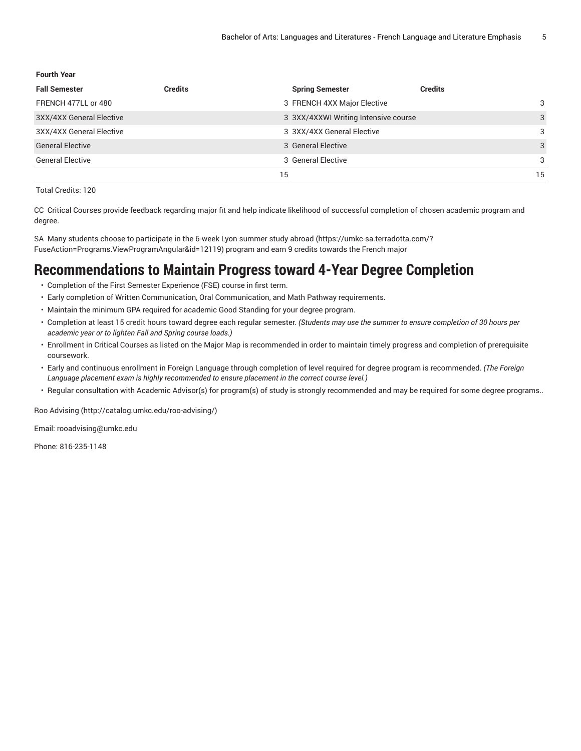| Fourth Year | | | |
|---|---|---|---|
| **Fall Semester** | **Credits** | **Spring Semester** | **Credits** |
| FRENCH 477LL or 480 | 3 | FRENCH 4XX Major Elective | 3 |
| 3XX/4XX General Elective | 3 | 3XX/4XXWI Writing Intensive course | 3 |
| 3XX/4XX General Elective | 3 | 3XX/4XX General Elective | 3 |
| General Elective | 3 | General Elective | 3 |
| General Elective | 3 | General Elective | 3 |
| | 15 | | 15 |

Total Credits: 120

CC Critical Courses provide feedback regarding major fit and help indicate likelihood of successful completion of chosen academic program and degree.

SA Many students choose to participate in the 6-week Lyon summer study abroad (https://umkc-sa.terradotta.com/?FuseAction=Programs.ViewProgramAngular&id=12119) program and earn 9 credits towards the French major

# Recommendations to Maintain Progress toward 4-Year Degree Completion

- Completion of the First Semester Experience (FSE) course in first term.
- Early completion of Written Communication, Oral Communication, and Math Pathway requirements.
- Maintain the minimum GPA required for academic Good Standing for your degree program.
- Completion at least 15 credit hours toward degree each regular semester. *(Students may use the summer to ensure completion of 30 hours per academic year or to lighten Fall and Spring course loads.)*
- Enrollment in Critical Courses as listed on the Major Map is recommended in order to maintain timely progress and completion of prerequisite coursework.
- Early and continuous enrollment in Foreign Language through completion of level required for degree program is recommended. *(The Foreign Language placement exam is highly recommended to ensure placement in the correct course level.)*
- Regular consultation with Academic Advisor(s) for program(s) of study is strongly recommended and may be required for some degree programs..

Roo Advising (http://catalog.umkc.edu/roo-advising/)

Email: rooadvising@umkc.edu

Phone: 816-235-1148